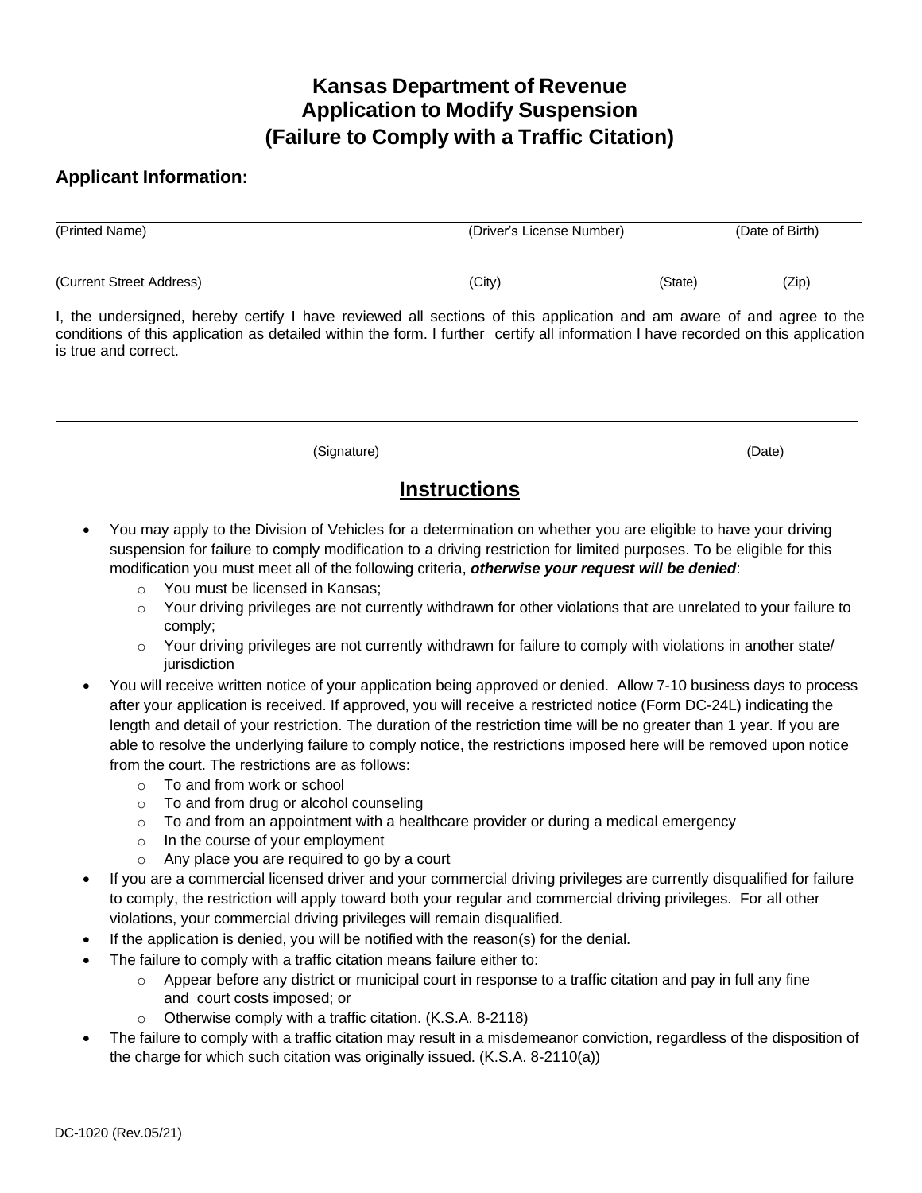# Kansas Department of Revenue
## Application to Modify Suspension
## (Failure to Comply with a Traffic Citation)

### Applicant Information:

(Printed Name) (Driver's License Number) (Date of Birth)

(Current Street Address) (City) (State) (Zip)

I, the undersigned, hereby certify I have reviewed all sections of this application and am aware of and agree to the conditions of this application as detailed within the form. I further certify all information I have recorded on this application is true and correct.

(Signature) (Date)

## Instructions

- You may apply to the Division of Vehicles for a determination on whether you are eligible to have your driving suspension for failure to comply modification to a driving restriction for limited purposes. To be eligible for this modification you must meet all of the following criteria, ***otherwise your request will be denied***:
  - You must be licensed in Kansas;
  - Your driving privileges are not currently withdrawn for other violations that are unrelated to your failure to comply;
  - Your driving privileges are not currently withdrawn for failure to comply with violations in another state/ jurisdiction
- You will receive written notice of your application being approved or denied. Allow 7-10 business days to process after your application is received. If approved, you will receive a restricted notice (Form DC-24L) indicating the length and detail of your restriction. The duration of the restriction time will be no greater than 1 year. If you are able to resolve the underlying failure to comply notice, the restrictions imposed here will be removed upon notice from the court. The restrictions are as follows:
  - To and from work or school
  - To and from drug or alcohol counseling
  - To and from an appointment with a healthcare provider or during a medical emergency
  - In the course of your employment
  - Any place you are required to go by a court
- If you are a commercial licensed driver and your commercial driving privileges are currently disqualified for failure to comply, the restriction will apply toward both your regular and commercial driving privileges. For all other violations, your commercial driving privileges will remain disqualified.
- If the application is denied, you will be notified with the reason(s) for the denial.
- The failure to comply with a traffic citation means failure either to:
  - Appear before any district or municipal court in response to a traffic citation and pay in full any fine and court costs imposed; or
  - Otherwise comply with a traffic citation. (K.S.A. 8-2118)
- The failure to comply with a traffic citation may result in a misdemeanor conviction, regardless of the disposition of the charge for which such citation was originally issued. (K.S.A. 8-2110(a))

DC-1020 (Rev.05/21)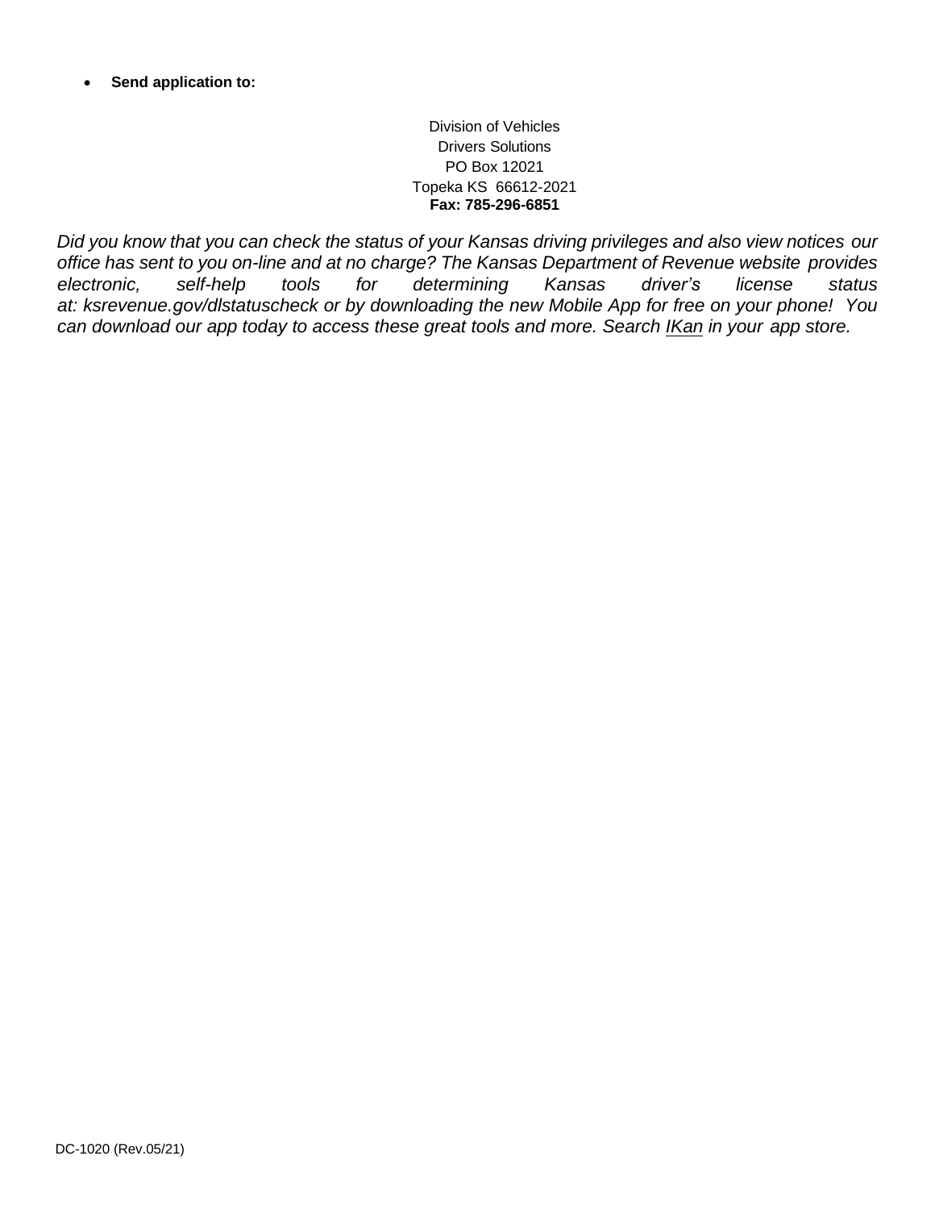- **Send application to:**

Division of Vehicles
Drivers Solutions
PO Box 12021
Topeka KS 66612-2021
**Fax: 785-296-6851**

*Did you know that you can check the status of your Kansas driving privileges and also view notices our office has sent to you on-line and at no charge? The Kansas Department of Revenue website provides electronic, self-help tools for determining Kansas driver's license status at: ksrevenue.gov/dlstatuscheck or by downloading the new Mobile App for free on your phone! You can download our app today to access these great tools and more. Search IKan in your app store.*

DC-1020 (Rev.05/21)